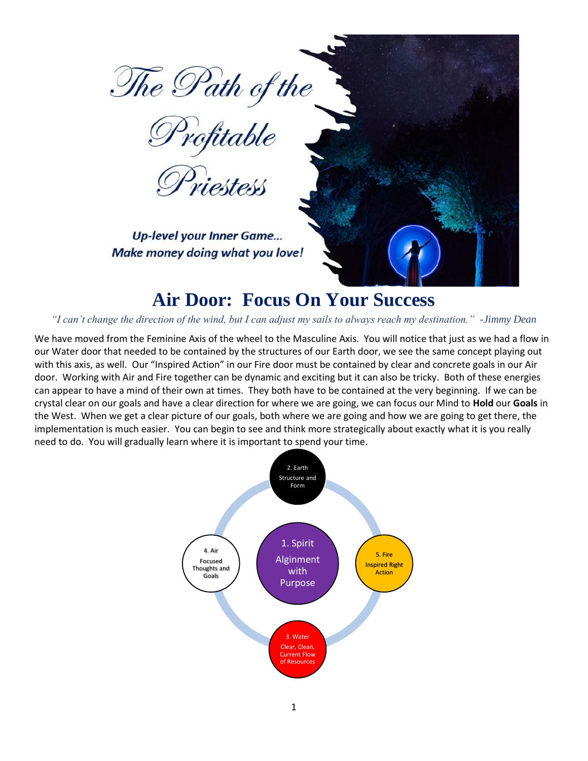# The Path of the Profitable Priestess

**Up-level your Inner Game...**
**Make money doing what you love!**

## Air Door: Focus On Your Success

*"I can't change the direction of the wind, but I can adjust my sails to always reach my destination." -Jimmy Dean*

We have moved from the Feminine Axis of the wheel to the Masculine Axis. You will notice that just as we had a flow in our Water door that needed to be contained by the structures of our Earth door, we see the same concept playing out with this axis, as well. Our "Inspired Action" in our Fire door must be contained by clear and concrete goals in our Air door. Working with Air and Fire together can be dynamic and exciting but it can also be tricky. Both of these energies can appear to have a mind of their own at times. They both have to be contained at the very beginning. If we can be crystal clear on our goals and have a clear direction for where we are going, we can focus our Mind to **Hold** our **Goals** in the West. When we get a clear picture of our goals, both where we are going and how we are going to get there, the implementation is much easier. You can begin to see and think more strategically about exactly what it is you really need to do. You will gradually learn where it is important to spend your time.

- 1. Spirit: Alignment with Purpose
- 2. Earth: Structure and Form
- 3. Water: Clear, Clean, Current Flow of Resources
- 4. Air: Focused Thoughts and Goals
- 5. Fire: Inspired Right Action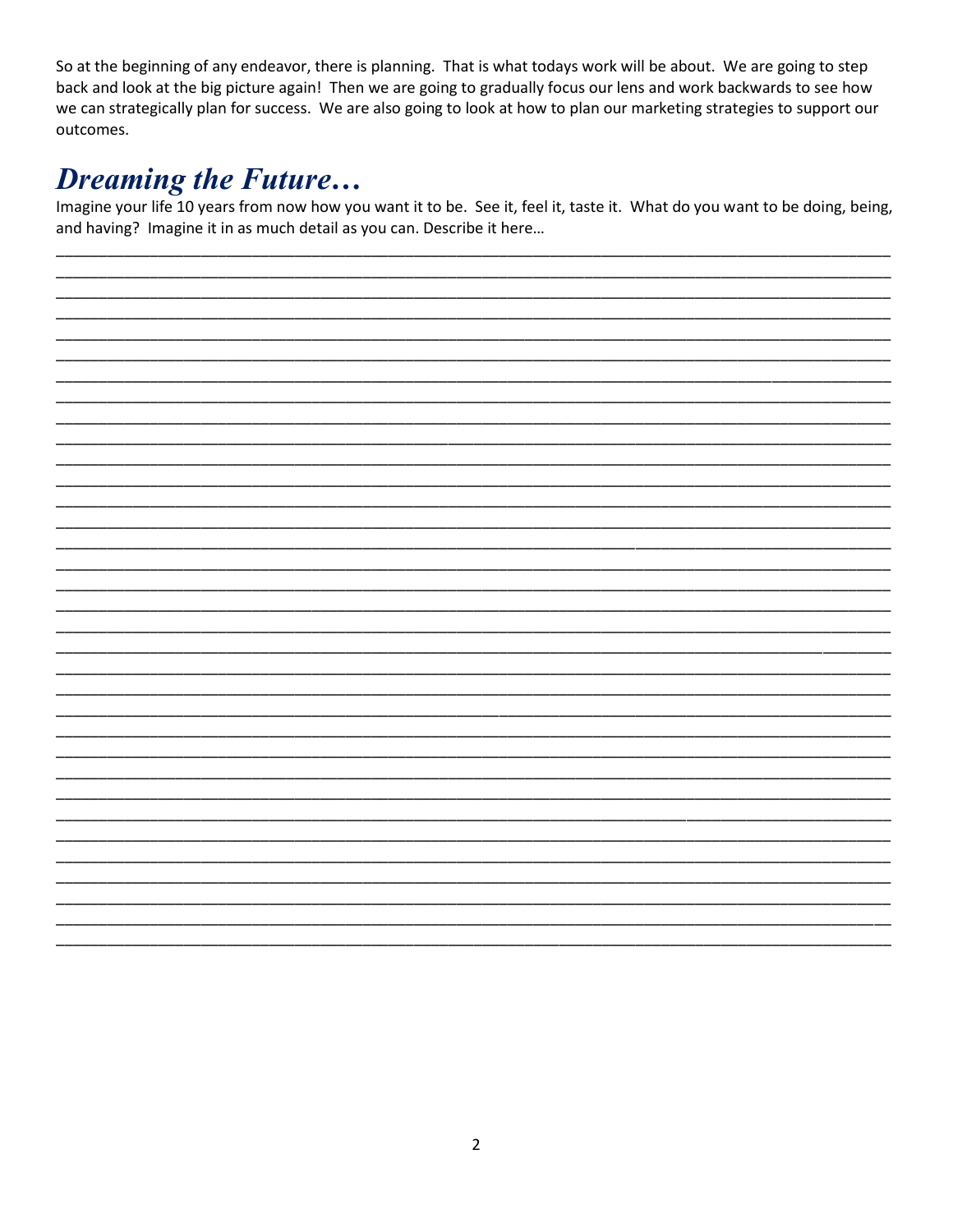So at the beginning of any endeavor, there is planning. That is what todays work will be about. We are going to step back and look at the big picture again! Then we are going to gradually focus our lens and work backwards to see how we can strategically plan for success. We are also going to look at how to plan our marketing strategies to support our outcomes.

## *Dreaming the Future…*

Imagine your life 10 years from now how you want it to be. See it, feel it, taste it. What do you want to be doing, being, and having? Imagine it in as much detail as you can. Describe it here…

_______________________________________________________________________________________________
_______________________________________________________________________________________________
_______________________________________________________________________________________________
_______________________________________________________________________________________________
_______________________________________________________________________________________________
_______________________________________________________________________________________________
_______________________________________________________________________________________________
_______________________________________________________________________________________________
_______________________________________________________________________________________________
_______________________________________________________________________________________________
_______________________________________________________________________________________________
_______________________________________________________________________________________________
_______________________________________________________________________________________________
_______________________________________________________________________________________________
_______________________________________________________________________________________________
_______________________________________________________________________________________________
_______________________________________________________________________________________________
_______________________________________________________________________________________________
_______________________________________________________________________________________________
_______________________________________________________________________________________________
_______________________________________________________________________________________________
_______________________________________________________________________________________________
_______________________________________________________________________________________________
_______________________________________________________________________________________________
_______________________________________________________________________________________________
_______________________________________________________________________________________________
_______________________________________________________________________________________________
_______________________________________________________________________________________________
_______________________________________________________________________________________________
_______________________________________________________________________________________________
_______________________________________________________________________________________________
_______________________________________________________________________________________________
_______________________________________________________________________________________________
_______________________________________________________________________________________________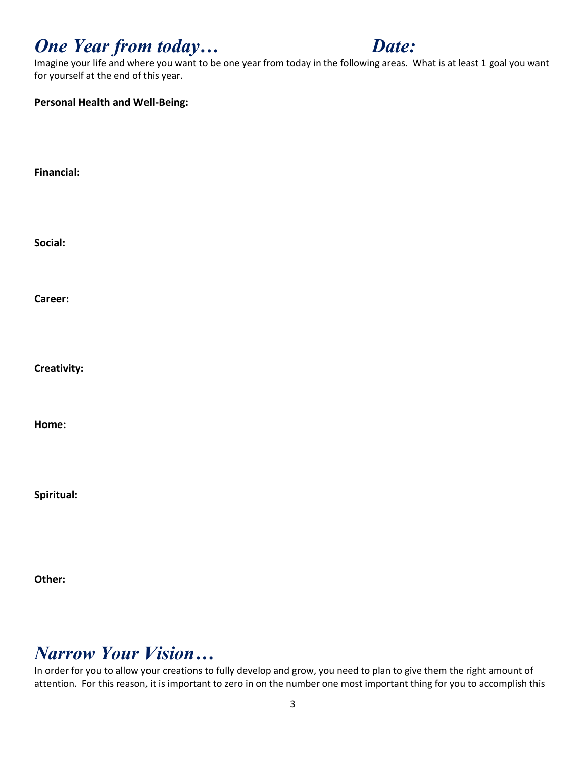# *One Year from today…* *Date:*

Imagine your life and where you want to be one year from today in the following areas. What is at least 1 goal you want for yourself at the end of this year.

**Personal Health and Well-Being:**

**Financial:**

**Social:**

**Career:**

**Creativity:**

**Home:**

**Spiritual:**

**Other:**

# *Narrow Your Vision…*

In order for you to allow your creations to fully develop and grow, you need to plan to give them the right amount of attention. For this reason, it is important to zero in on the number one most important thing for you to accomplish this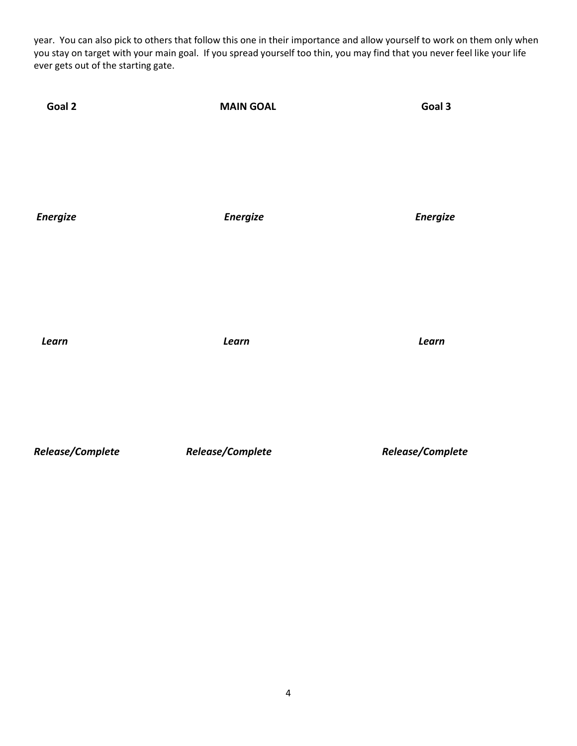year. You can also pick to others that follow this one in their importance and allow yourself to work on them only when you stay on target with your main goal. If you spread yourself too thin, you may find that you never feel like your life ever gets out of the starting gate.

| **Goal 2** | **MAIN GOAL** | **Goal 3** |
|---|---|---|
| | | |
| ***Energize*** | ***Energize*** | ***Energize*** |
| | | |
| ***Learn*** | ***Learn*** | ***Learn*** |
| | | |
| ***Release/Complete*** | ***Release/Complete*** | ***Release/Complete*** |
| | | |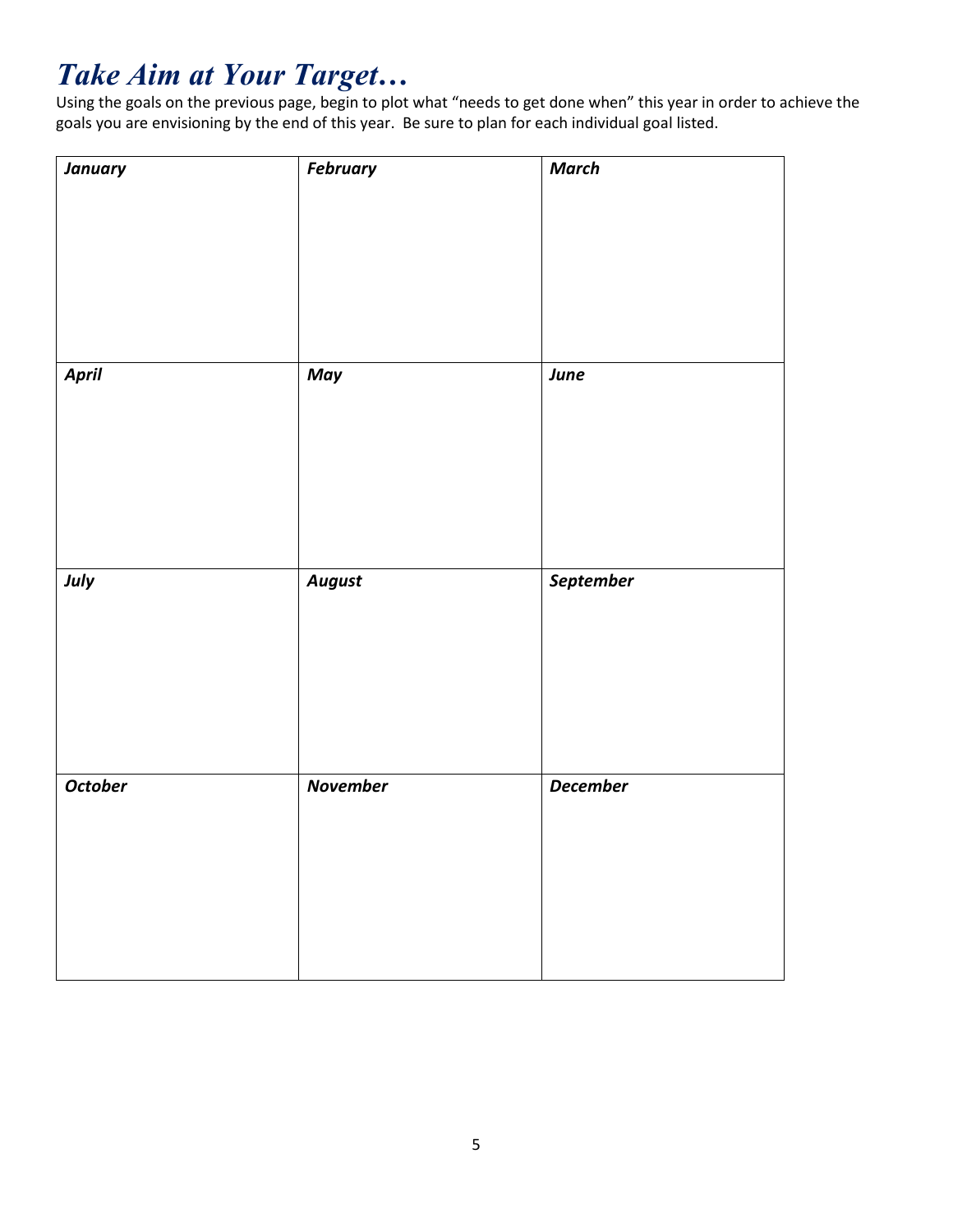# *Take Aim at Your Target…*

Using the goals on the previous page, begin to plot what "needs to get done when" this year in order to achieve the goals you are envisioning by the end of this year. Be sure to plan for each individual goal listed.

| ***January*** | ***February*** | ***March*** |
| --- | --- | --- |
| | | |
| ***April*** | ***May*** | ***June*** |
| | | |
| ***July*** | ***August*** | ***September*** |
| | | |
| ***October*** | ***November*** | ***December*** |
| | | |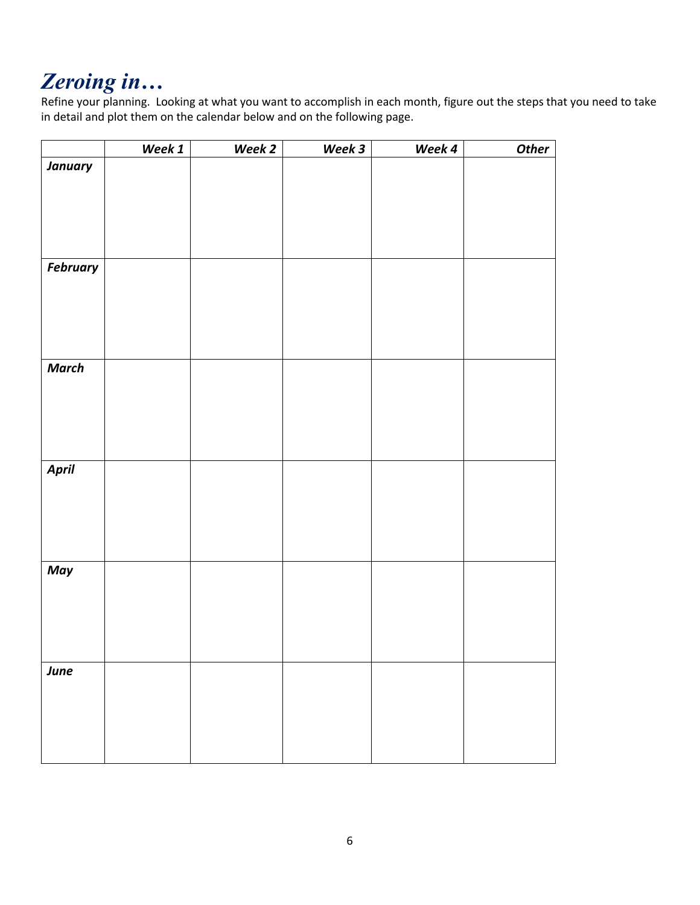# *Zeroing in…*

Refine your planning. Looking at what you want to accomplish in each month, figure out the steps that you need to take in detail and plot them on the calendar below and on the following page.

| | ***Week 1*** | ***Week 2*** | ***Week 3*** | ***Week 4*** | ***Other*** |
|---|---|---|---|---|---|
| ***January*** | | | | | |
| ***February*** | | | | | |
| ***March*** | | | | | |
| ***April*** | | | | | |
| ***May*** | | | | | |
| ***June*** | | | | | |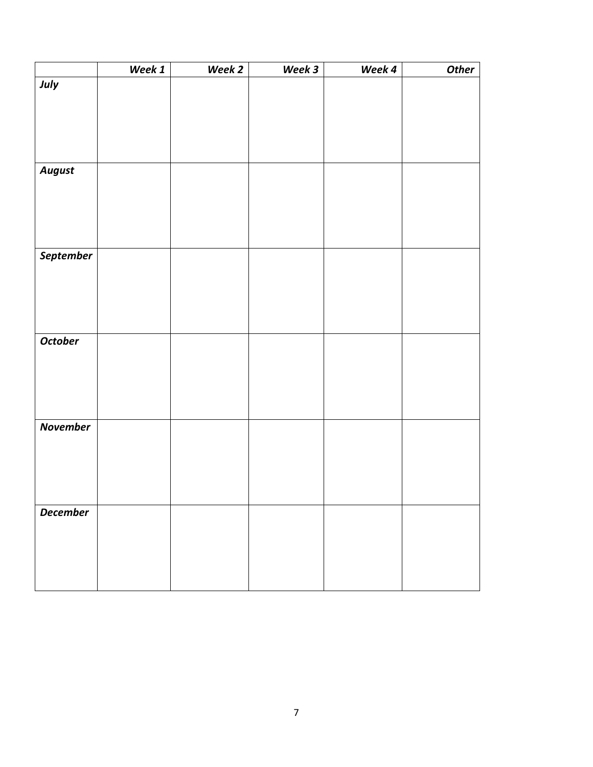| | *Week 1* | *Week 2* | *Week 3* | *Week 4* | *Other* |
|---|---|---|---|---|---|
| ***July*** | | | | | |
| ***August*** | | | | | |
| ***September*** | | | | | |
| ***October*** | | | | | |
| ***November*** | | | | | |
| ***December*** | | | | | |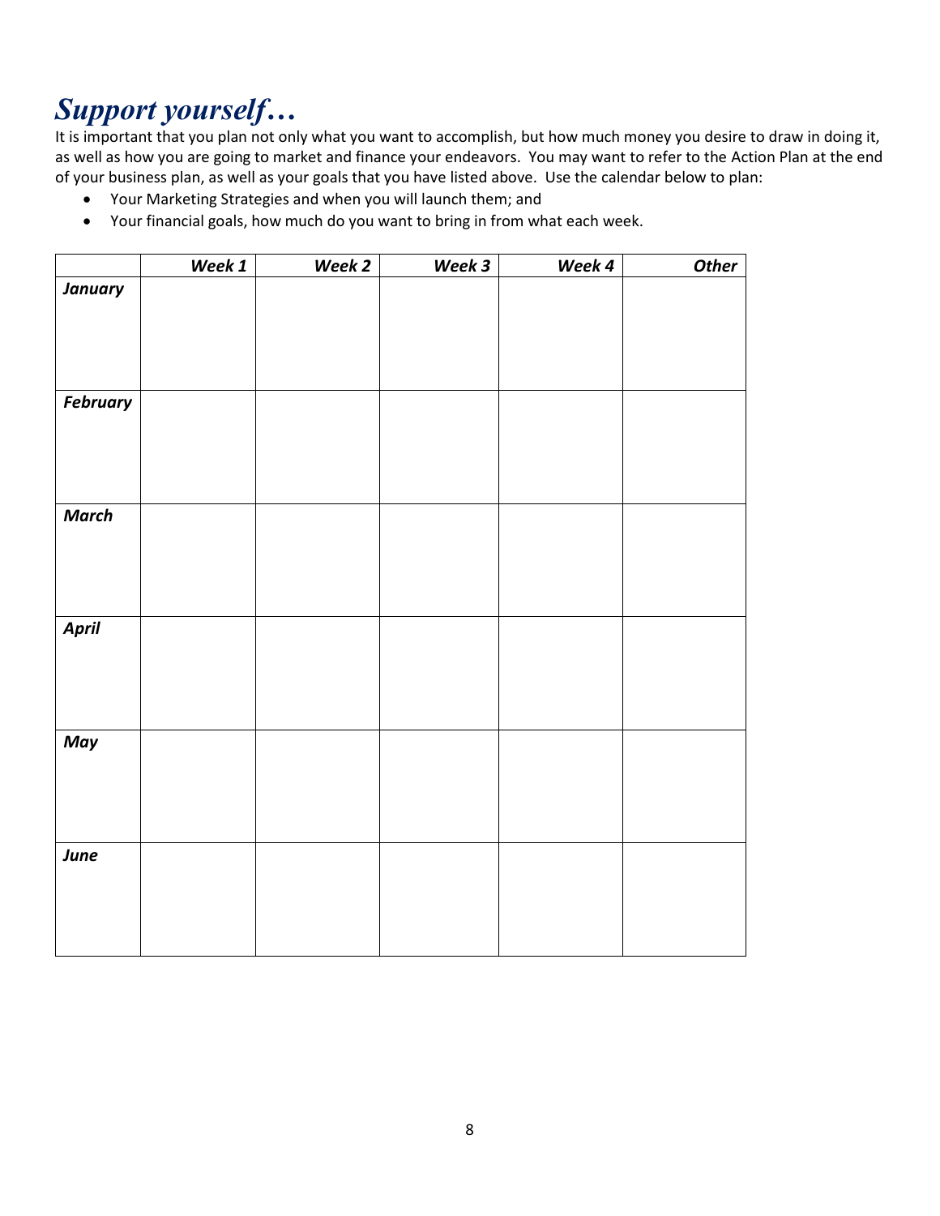# *Support yourself…*

It is important that you plan not only what you want to accomplish, but how much money you desire to draw in doing it, as well as how you are going to market and finance your endeavors. You may want to refer to the Action Plan at the end of your business plan, as well as your goals that you have listed above. Use the calendar below to plan:

- Your Marketing Strategies and when you will launch them; and
- Your financial goals, how much do you want to bring in from what each week.

| | ***Week 1*** | ***Week 2*** | ***Week 3*** | ***Week 4*** | ***Other*** |
|---|---|---|---|---|---|
| ***January*** | | | | | |
| ***February*** | | | | | |
| ***March*** | | | | | |
| ***April*** | | | | | |
| ***May*** | | | | | |
| ***June*** | | | | | |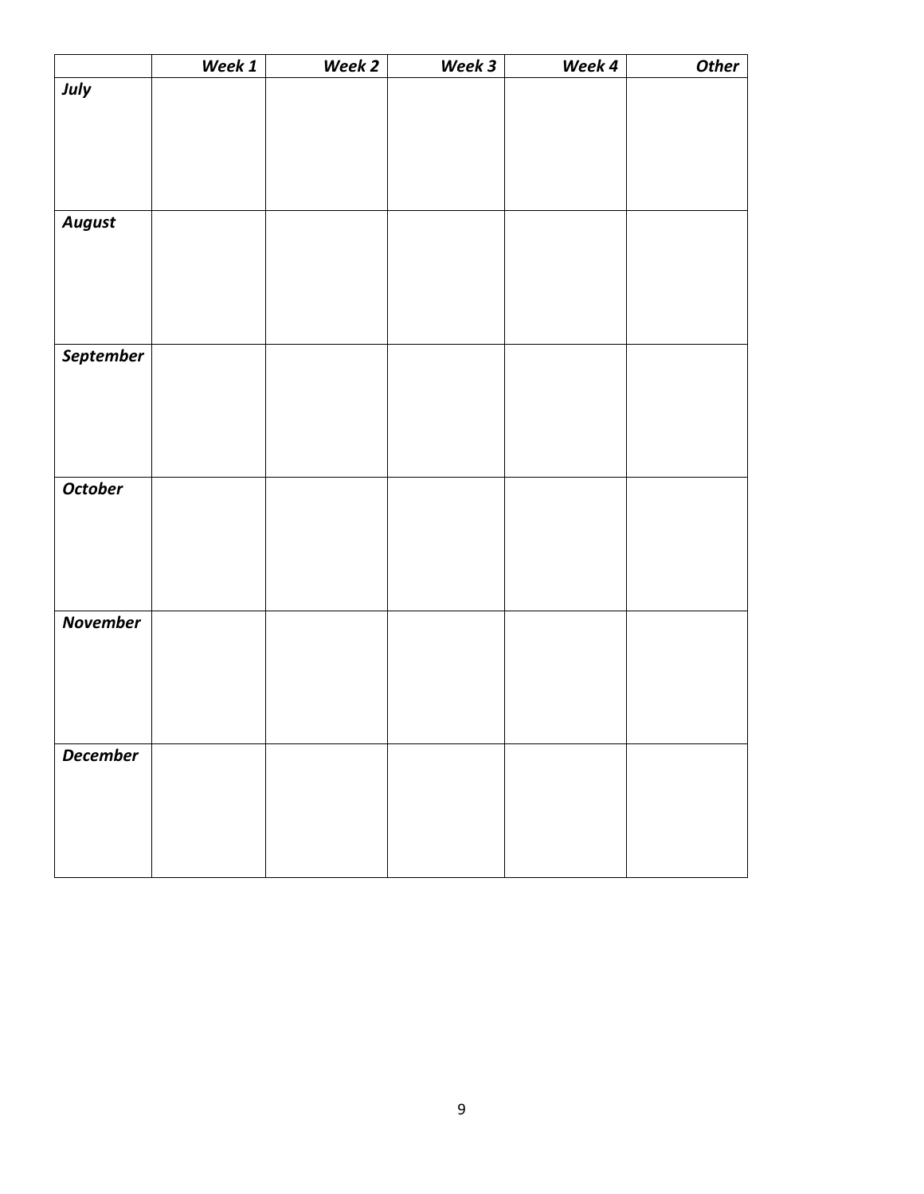| | *Week 1* | *Week 2* | *Week 3* | *Week 4* | *Other* |
|---|---|---|---|---|---|
| ***July*** | | | | | |
| ***August*** | | | | | |
| ***September*** | | | | | |
| ***October*** | | | | | |
| ***November*** | | | | | |
| ***December*** | | | | | |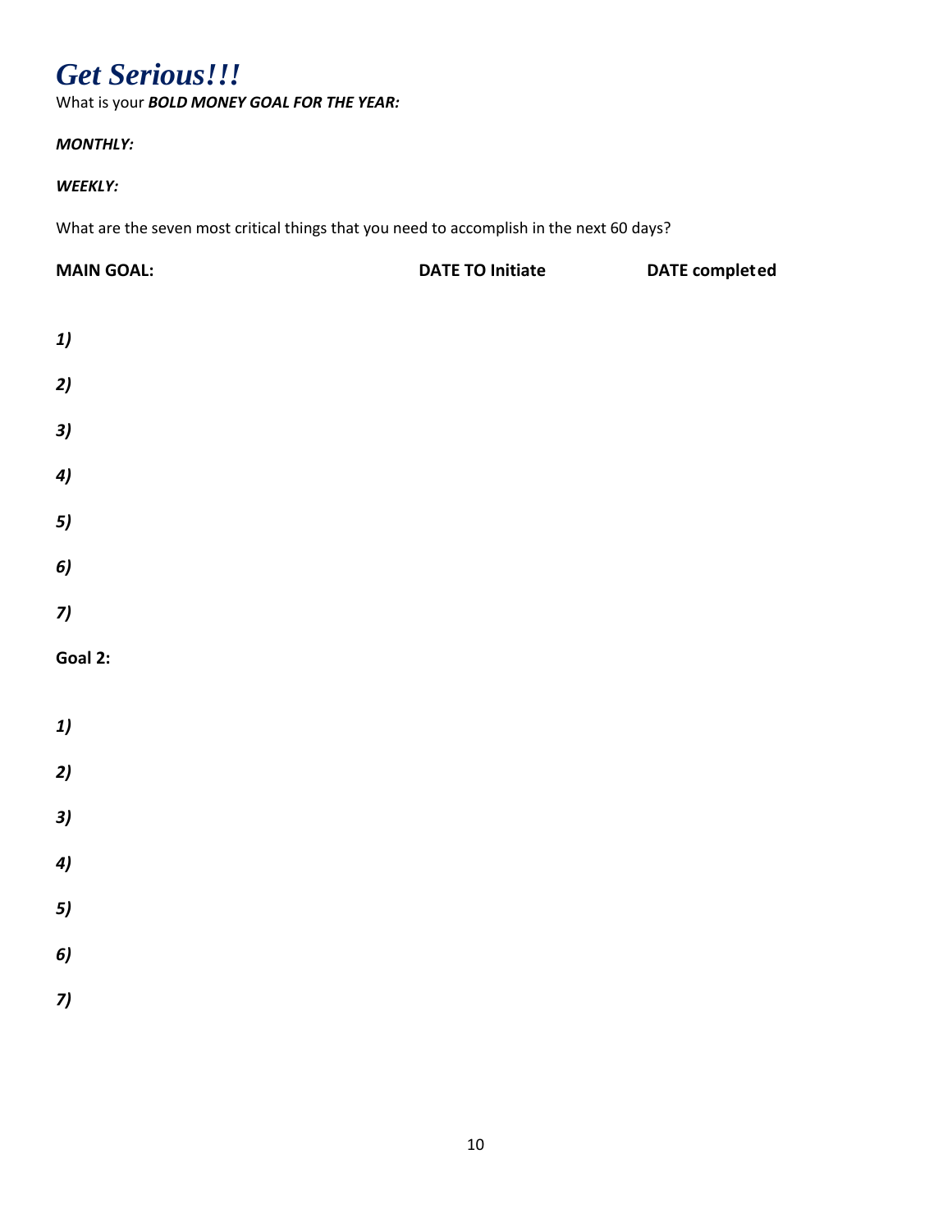# *Get Serious!!!*

What is your ***BOLD MONEY GOAL FOR THE YEAR:***

***MONTHLY:***

***WEEKLY:***

What are the seven most critical things that you need to accomplish in the next 60 days?

| MAIN GOAL: | DATE TO Initiate | DATE completed |
|---|---|---|
| ***1)*** | | |
| ***2)*** | | |
| ***3)*** | | |
| ***4)*** | | |
| ***5)*** | | |
| ***6)*** | | |
| ***7)*** | | |

**Goal 2:**

| | | |
|---|---|---|
| ***1)*** | | |
| ***2)*** | | |
| ***3)*** | | |
| ***4)*** | | |
| ***5)*** | | |
| ***6)*** | | |
| ***7)*** | | |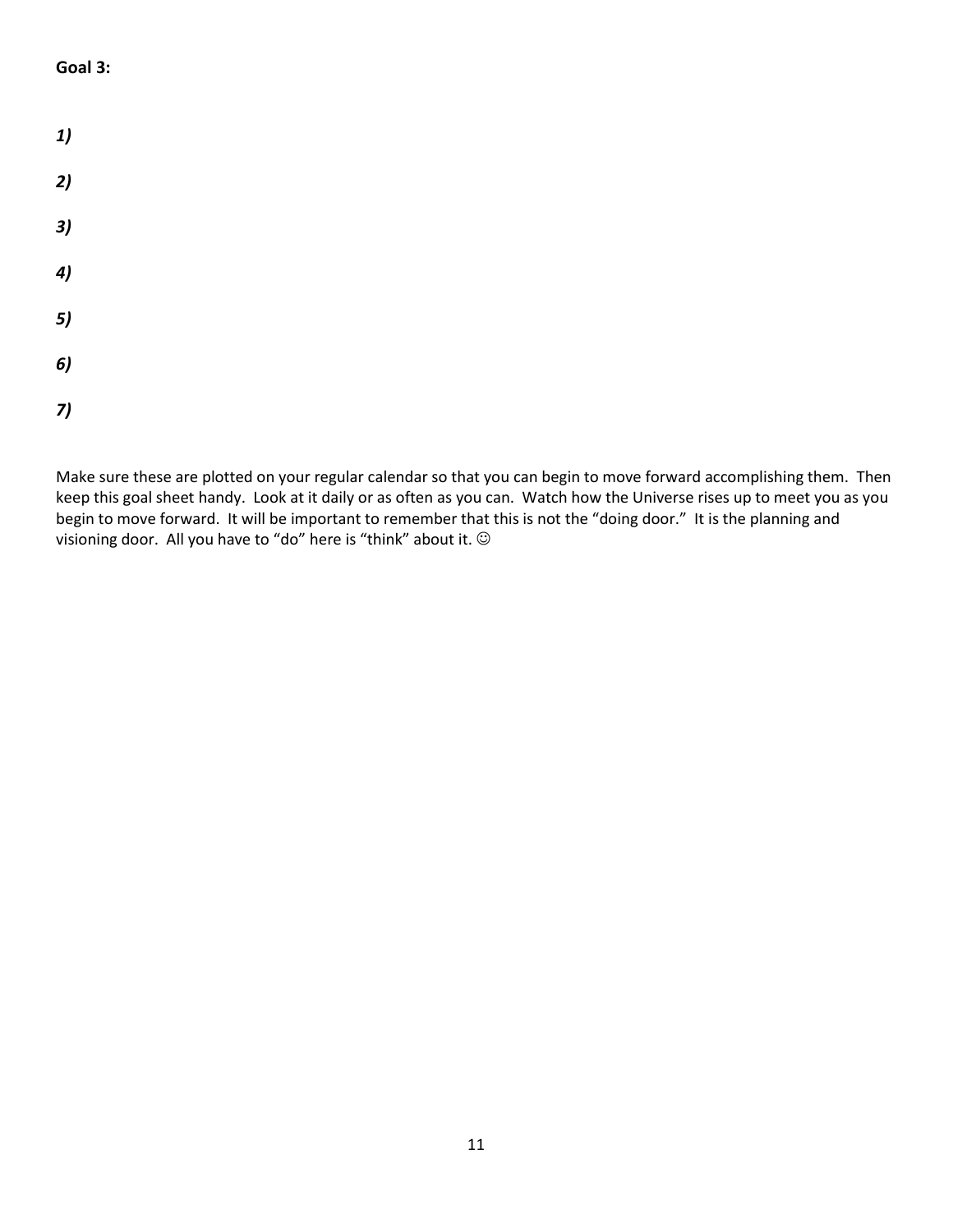**Goal 3:**

***1)***

***2)***

***3)***

***4)***

***5)***

***6)***

***7)***

Make sure these are plotted on your regular calendar so that you can begin to move forward accomplishing them. Then keep this goal sheet handy. Look at it daily or as often as you can. Watch how the Universe rises up to meet you as you begin to move forward. It will be important to remember that this is not the "doing door." It is the planning and visioning door. All you have to "do" here is "think" about it. ☺